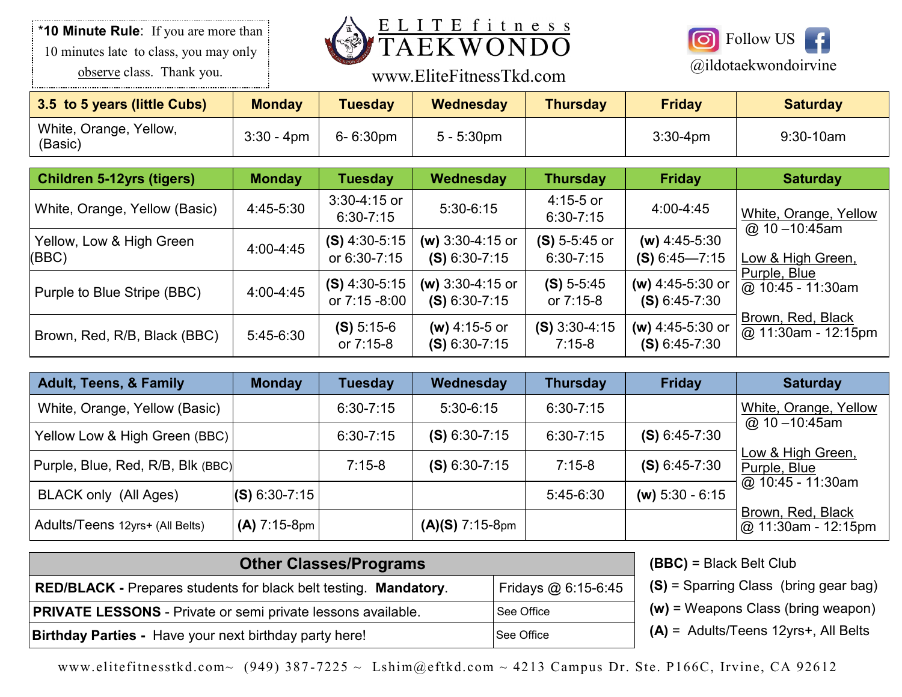**\*10 Minute Rule**: If you are more than 10 minutes late to class, you may only observe class. Thank you.

# ELITE fitness TAEKWONDO

www.EliteFitnessTkd.com

Follow US @ildotaekwondoirvine

| 3.5 to 5 years (little Cubs) | Monday | Tuesday | Wednesday | Thursday | Friday | Saturday |
|---|---|---|---|---|---|---|
| White, Orange, Yellow, (Basic) | 3:30 - 4pm | 6- 6:30pm | 5 - 5:30pm | | 3:30-4pm | 9:30-10am |

| Children 5-12yrs (tigers) | Monday | Tuesday | Wednesday | Thursday | Friday | Saturday |
|---|---|---|---|---|---|---|
| White, Orange, Yellow (Basic) | 4:45-5:30 | 3:30-4:15 or 6:30-7:15 | 5:30-6:15 | 4:15-5 or 6:30-7:15 | 4:00-4:45 | White, Orange, Yellow @ 10 –10:45am |
| Yellow, Low & High Green (BBC) | 4:00-4:45 | **(S)** 4:30-5:15 or 6:30-7:15 | **(w)** 3:30-4:15 or **(S)** 6:30-7:15 | **(S)** 5-5:45 or 6:30-7:15 | **(w)** 4:45-5:30 **(S)** 6:45—7:15 | Low & High Green, Purple, Blue @ 10:45 - 11:30am |
| Purple to Blue Stripe (BBC) | 4:00-4:45 | **(S)** 4:30-5:15 or 7:15 -8:00 | **(w)** 3:30-4:15 or **(S)** 6:30-7:15 | **(S)** 5-5:45 or 7:15-8 | **(w)** 4:45-5:30 or **(S)** 6:45-7:30 | |
| Brown, Red, R/B, Black (BBC) | 5:45-6:30 | **(S)** 5:15-6 or 7:15-8 | **(w)** 4:15-5 or **(S)** 6:30-7:15 | **(S)** 3:30-4:15 7:15-8 | **(w)** 4:45-5:30 or **(S)** 6:45-7:30 | Brown, Red, Black @ 11:30am - 12:15pm |

| Adult, Teens, & Family | Monday | Tuesday | Wednesday | Thursday | Friday | Saturday |
|---|---|---|---|---|---|---|
| White, Orange, Yellow (Basic) | | 6:30-7:15 | 5:30-6:15 | 6:30-7:15 | | White, Orange, Yellow @ 10 –10:45am |
| Yellow Low & High Green (BBC) | | 6:30-7:15 | **(S)** 6:30-7:15 | 6:30-7:15 | **(S)** 6:45-7:30 | Low & High Green, Purple, Blue @ 10:45 - 11:30am |
| Purple, Blue, Red, R/B, Blk (BBC) | | 7:15-8 | **(S)** 6:30-7:15 | 7:15-8 | **(S)** 6:45-7:30 | |
| BLACK only (All Ages) | **(S)** 6:30-7:15 | | | 5:45-6:30 | **(w)** 5:30 - 6:15 | Brown, Red, Black @ 11:30am - 12:15pm |
| Adults/Teens 12yrs+ (All Belts) | **(A)** 7:15-8pm | | **(A)(S)** 7:15-8pm | | | |

| Other Classes/Programs | |
|---|---|
| **RED/BLACK -** Prepares students for black belt testing. **Mandatory**. | Fridays @ 6:15-6:45 |
| **PRIVATE LESSONS** - Private or semi private lessons available. | See Office |
| **Birthday Parties -** Have your next birthday party here! | See Office |

**(BBC)** = Black Belt Club

**(S)** = Sparring Class (bring gear bag)

**(w)** = Weapons Class (bring weapon)

**(A)** = Adults/Teens 12yrs+, All Belts

www.elitefitnesstkd.com~ (949) 387-7225 ~ Lshim@eftkd.com ~ 4213 Campus Dr. Ste. P166C, Irvine, CA 92612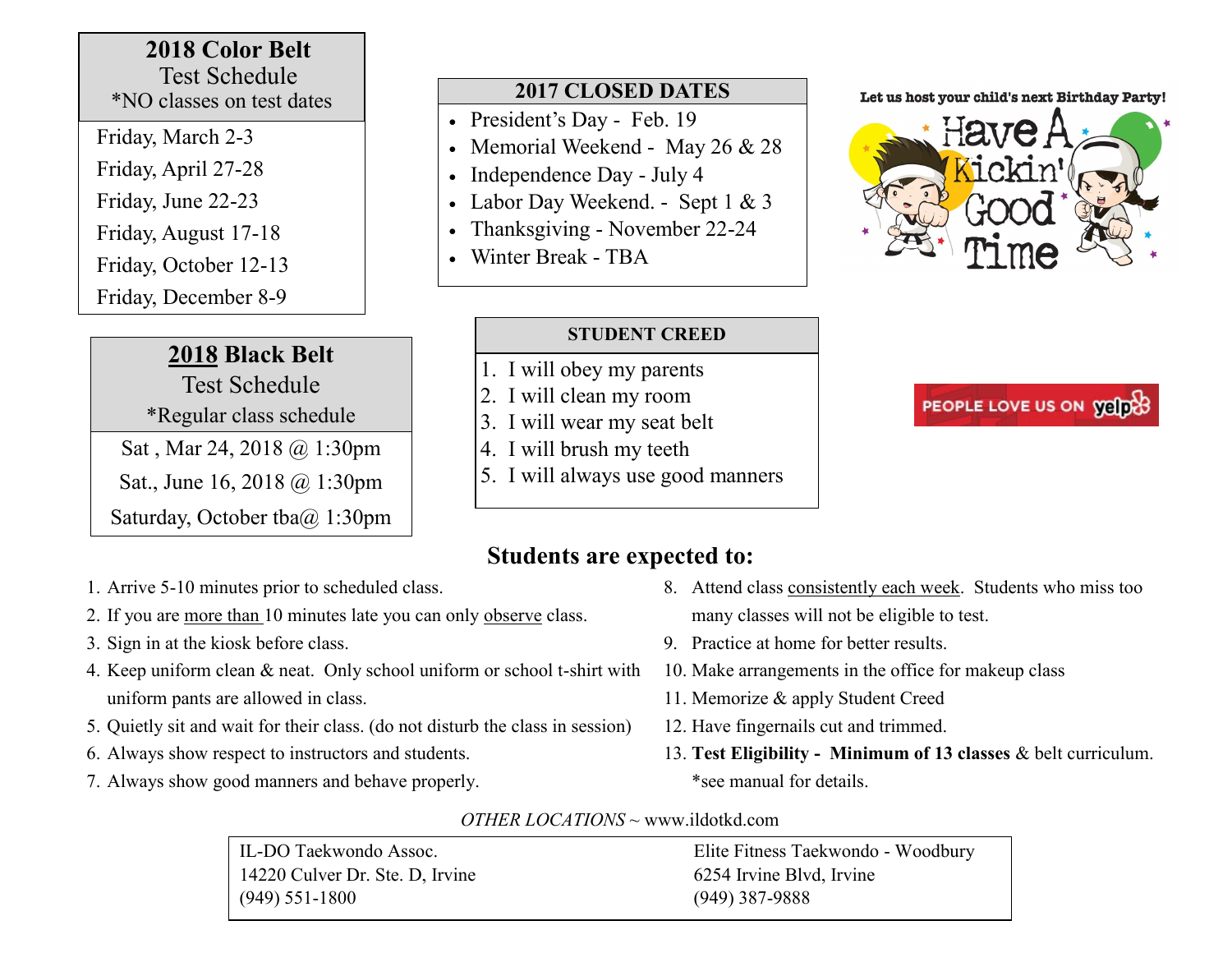## 2018 Color Belt
Test Schedule
*NO classes on test dates

- Friday, March 2-3
- Friday, April 27-28
- Friday, June 22-23
- Friday, August 17-18
- Friday, October 12-13
- Friday, December 8-9

## 2017 CLOSED DATES

- President's Day - Feb. 19
- Memorial Weekend - May 26 & 28
- Independence Day - July 4
- Labor Day Weekend. - Sept 1 & 3
- Thanksgiving - November 22-24
- Winter Break - TBA

Let us host your child's next Birthday Party!

Have A Kickin' Good Time

## 2018 Black Belt
Test Schedule
*Regular class schedule

- Sat , Mar 24, 2018 @ 1:30pm
- Sat., June 16, 2018 @ 1:30pm
- Saturday, October tba@ 1:30pm

## STUDENT CREED

1. I will obey my parents
2. I will clean my room
3. I will wear my seat belt
4. I will brush my teeth
5. I will always use good manners

PEOPLE LOVE US ON yelp

## Students are expected to:

1. Arrive 5-10 minutes prior to scheduled class.
2. If you are more than 10 minutes late you can only observe class.
3. Sign in at the kiosk before class.
4. Keep uniform clean & neat. Only school uniform or school t-shirt with uniform pants are allowed in class.
5. Quietly sit and wait for their class. (do not disturb the class in session)
6. Always show respect to instructors and students.
7. Always show good manners and behave properly.
8. Attend class consistently each week. Students who miss too many classes will not be eligible to test.
9. Practice at home for better results.
10. Make arrangements in the office for makeup class
11. Memorize & apply Student Creed
12. Have fingernails cut and trimmed.
13. **Test Eligibility - Minimum of 13 classes** & belt curriculum. *see manual for details.

*OTHER LOCATIONS* ~ www.ildotkd.com

| | |
|---|---|
| IL-DO Taekwondo Assoc.<br>14220 Culver Dr. Ste. D, Irvine<br>(949) 551-1800 | Elite Fitness Taekwondo - Woodbury<br>6254 Irvine Blvd, Irvine<br>(949) 387-9888 |